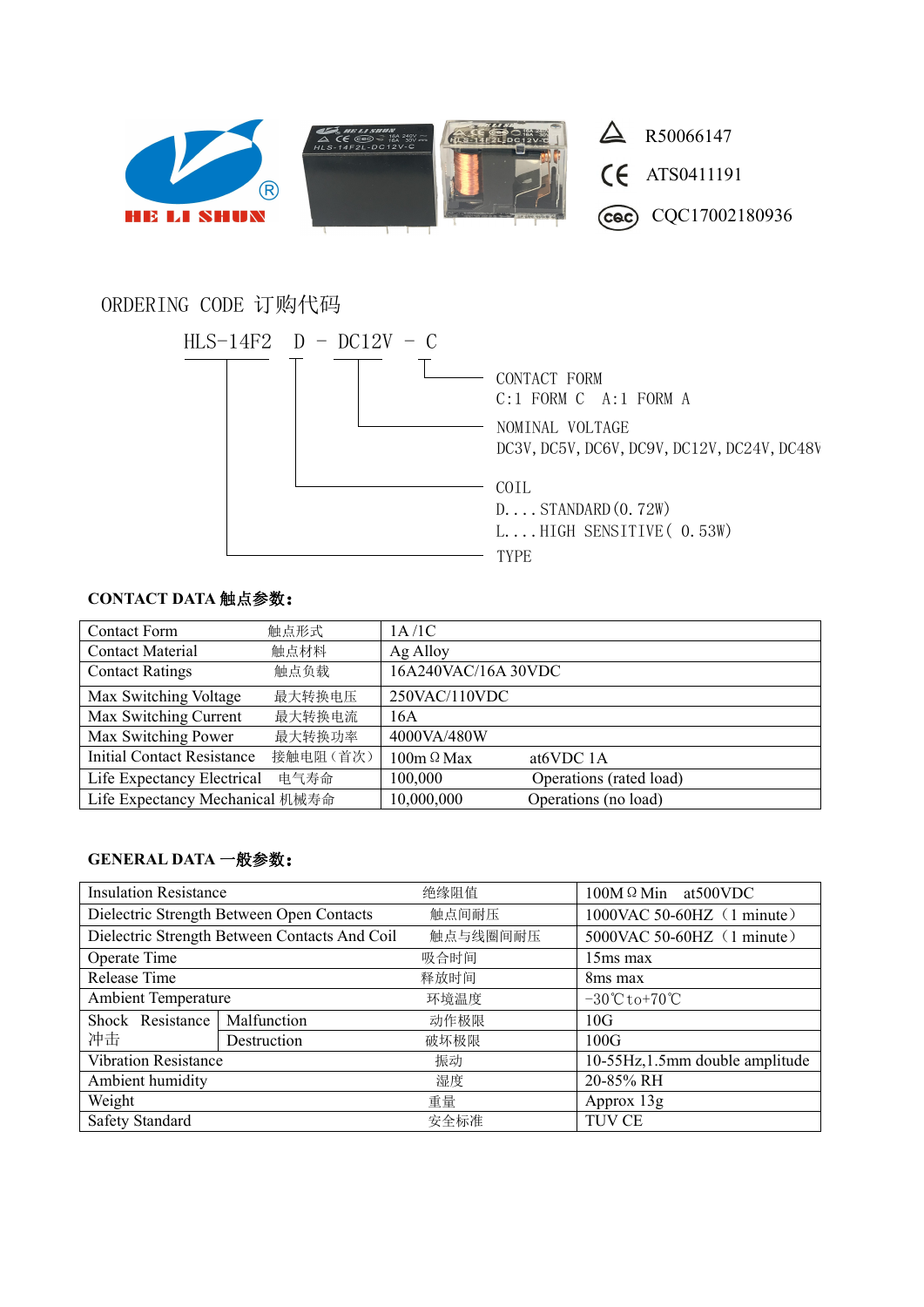HE LI SHUN

R50066147

ATS0411191

CQC17002180936

## ORDERING CODE 订购代码

HLS-14F2 D - DC12V - C

- CONTACT FORM
  C:1 FORM C A:1 FORM A
- NOMINAL VOLTAGE
  DC3V,DC5V,DC6V,DC9V,DC12V,DC24V,DC48V
- COIL
  D....STANDARD(0.72W)
  L....HIGH SENSITIVE( 0.53W)
- TYPE

**CONTACT DATA 触点参数:**

| | | |
|---|---|---|
| Contact Form | 触点形式 | 1A /1C |
| Contact Material | 触点材料 | Ag Alloy |
| Contact Ratings | 触点负载 | 16A240VAC/16A 30VDC |
| Max Switching Voltage | 最大转换电压 | 250VAC/110VDC |
| Max Switching Current | 最大转换电流 | 16A |
| Max Switching Power | 最大转换功率 | 4000VA/480W |
| Initial Contact Resistance | 接触电阻(首次) | 100mΩ Max at6VDC 1A |
| Life Expectancy Electrical | 电气寿命 | 100,000 Operations (rated load) |
| Life Expectancy Mechanical | 机械寿命 | 10,000,000 Operations (no load) |

**GENERAL DATA 一般参数:**

| | | | |
|---|---|---|---|
| Insulation Resistance | | 绝缘阻值 | 100MΩ Min at500VDC |
| Dielectric Strength Between Open Contacts | | 触点间耐压 | 1000VAC 50-60HZ（1 minute） |
| Dielectric Strength Between Contacts And Coil | | 触点与线圈间耐压 | 5000VAC 50-60HZ（1 minute） |
| Operate Time | | 吸合时间 | 15ms max |
| Release Time | | 释放时间 | 8ms max |
| Ambient Temperature | | 环境温度 | -30℃to+70℃ |
| Shock Resistance 冲击 | Malfunction | 动作极限 | 10G |
| | Destruction | 破坏极限 | 100G |
| Vibration Resistance | | 振动 | 10-55Hz,1.5mm double amplitude |
| Ambient humidity | | 湿度 | 20-85% RH |
| Weight | | 重量 | Approx 13g |
| Safety Standard | | 安全标准 | TUV CE |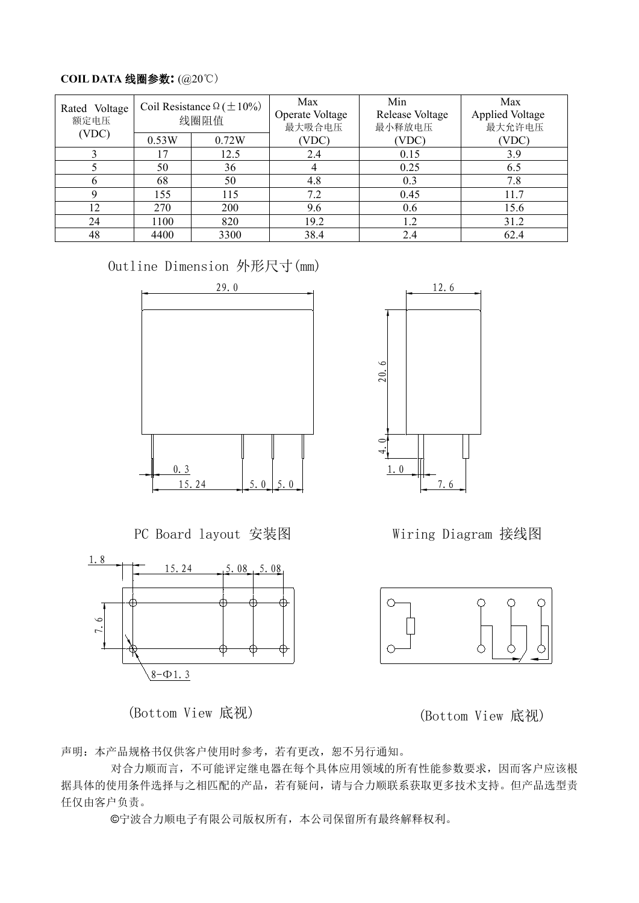**COIL DATA 线圈参数:** (@20℃)

| Rated Voltage 额定电压 (VDC) | Coil Resistance Ω (±10%) 线圈阻值 | | Max Operate Voltage 最大吸合电压 (VDC) | Min Release Voltage 最小释放电压 (VDC) | Max Applied Voltage 最大允许电压 (VDC) |
|---|---|---|---|---|---|
| | 0.53W | 0.72W | | | |
| 3 | 17 | 12.5 | 2.4 | 0.15 | 3.9 |
| 5 | 50 | 36 | 4 | 0.25 | 6.5 |
| 6 | 68 | 50 | 4.8 | 0.3 | 7.8 |
| 9 | 155 | 115 | 7.2 | 0.45 | 11.7 |
| 12 | 270 | 200 | 9.6 | 0.6 | 15.6 |
| 24 | 1100 | 820 | 19.2 | 1.2 | 31.2 |
| 48 | 4400 | 3300 | 38.4 | 2.4 | 62.4 |

Outline Dimension 外形尺寸(mm)

29.0
12.6
20.6
4.0
0.3
15.24
5.0
5.0
1.0
7.6

PC Board layout 安装图

1.8
15.24
5.08
5.08
7.6
8-Φ1.3

(Bottom View 底视)

Wiring Diagram 接线图

(Bottom View 底视)

声明：本产品规格书仅供客户使用时参考，若有更改，恕不另行通知。

对合力顺而言，不可能评定继电器在每个具体应用领域的所有性能参数要求，因而客户应该根据具体的使用条件选择与之相匹配的产品，若有疑问，请与合力顺联系获取更多技术支持。但产品选型责任仅由客户负责。

©宁波合力顺电子有限公司版权所有，本公司保留所有最终解释权利。